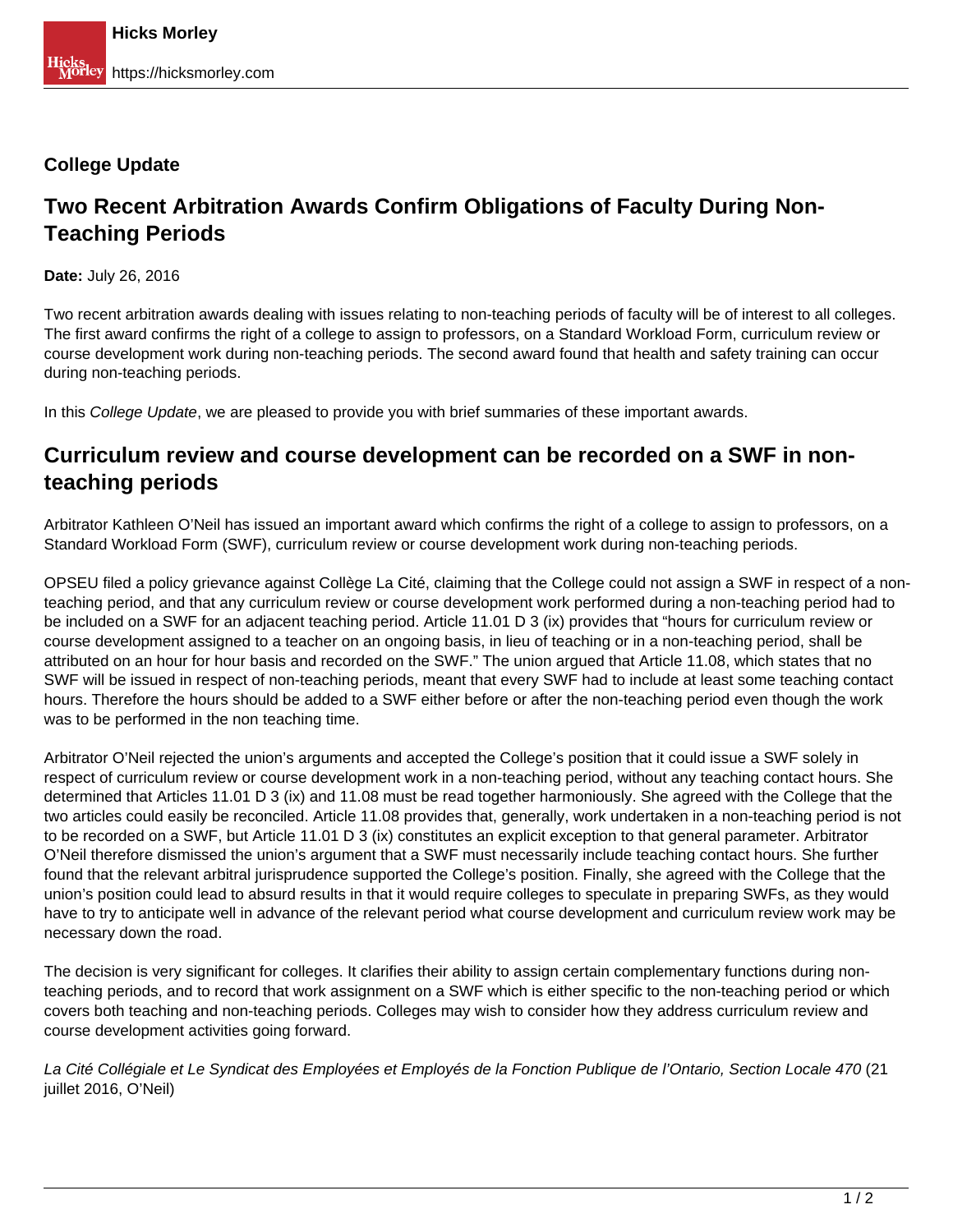**College Update**

# Two Recent Arbitration Awards Confirm Obligations of Faculty During Non-Teaching Periods

**Date:** July 26, 2016

Two recent arbitration awards dealing with issues relating to non-teaching periods of faculty will be of interest to all colleges. The first award confirms the right of a college to assign to professors, on a Standard Workload Form, curriculum review or course development work during non-teaching periods. The second award found that health and safety training can occur during non-teaching periods.

In this *College Update*, we are pleased to provide you with brief summaries of these important awards.

## Curriculum review and course development can be recorded on a SWF in non-teaching periods

Arbitrator Kathleen O'Neil has issued an important award which confirms the right of a college to assign to professors, on a Standard Workload Form (SWF), curriculum review or course development work during non-teaching periods.

OPSEU filed a policy grievance against Collège La Cité, claiming that the College could not assign a SWF in respect of a non-teaching period, and that any curriculum review or course development work performed during a non-teaching period had to be included on a SWF for an adjacent teaching period. Article 11.01 D 3 (ix) provides that "hours for curriculum review or course development assigned to a teacher on an ongoing basis, in lieu of teaching or in a non-teaching period, shall be attributed on an hour for hour basis and recorded on the SWF." The union argued that Article 11.08, which states that no SWF will be issued in respect of non-teaching periods, meant that every SWF had to include at least some teaching contact hours. Therefore the hours should be added to a SWF either before or after the non-teaching period even though the work was to be performed in the non teaching time.

Arbitrator O'Neil rejected the union's arguments and accepted the College's position that it could issue a SWF solely in respect of curriculum review or course development work in a non-teaching period, without any teaching contact hours. She determined that Articles 11.01 D 3 (ix) and 11.08 must be read together harmoniously. She agreed with the College that the two articles could easily be reconciled. Article 11.08 provides that, generally, work undertaken in a non-teaching period is not to be recorded on a SWF, but Article 11.01 D 3 (ix) constitutes an explicit exception to that general parameter. Arbitrator O'Neil therefore dismissed the union's argument that a SWF must necessarily include teaching contact hours. She further found that the relevant arbitral jurisprudence supported the College's position. Finally, she agreed with the College that the union's position could lead to absurd results in that it would require colleges to speculate in preparing SWFs, as they would have to try to anticipate well in advance of the relevant period what course development and curriculum review work may be necessary down the road.

The decision is very significant for colleges. It clarifies their ability to assign certain complementary functions during non-teaching periods, and to record that work assignment on a SWF which is either specific to the non-teaching period or which covers both teaching and non-teaching periods. Colleges may wish to consider how they address curriculum review and course development activities going forward.

*La Cité Collégiale et Le Syndicat des Employées et Employés de la Fonction Publique de l'Ontario, Section Locale 470* (21 juillet 2016, O'Neil)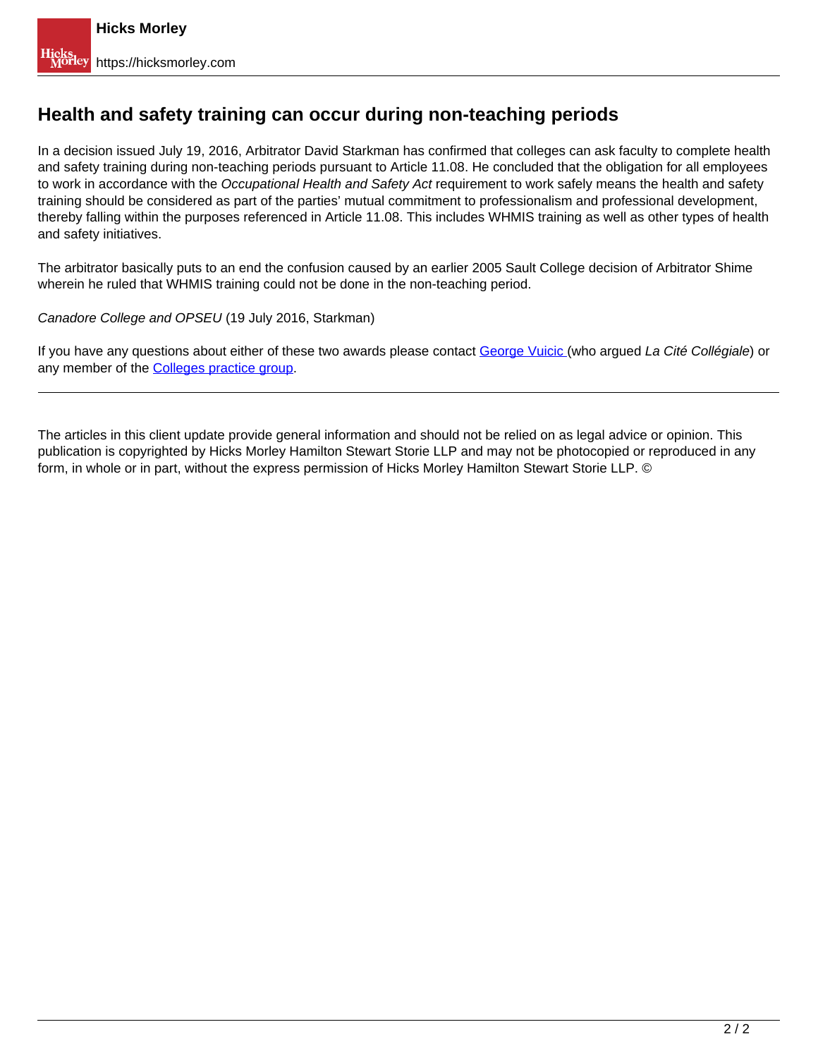## Health and safety training can occur during non-teaching periods

In a decision issued July 19, 2016, Arbitrator David Starkman has confirmed that colleges can ask faculty to complete health and safety training during non-teaching periods pursuant to Article 11.08. He concluded that the obligation for all employees to work in accordance with the *Occupational Health and Safety Act* requirement to work safely means the health and safety training should be considered as part of the parties' mutual commitment to professionalism and professional development, thereby falling within the purposes referenced in Article 11.08. This includes WHMIS training as well as other types of health and safety initiatives.

The arbitrator basically puts to an end the confusion caused by an earlier 2005 Sault College decision of Arbitrator Shime wherein he ruled that WHMIS training could not be done in the non-teaching period.

*Canadore College and OPSEU* (19 July 2016, Starkman)

If you have any questions about either of these two awards please contact George Vuicic (who argued *La Cité Collégiale*) or any member of the Colleges practice group.

---

The articles in this client update provide general information and should not be relied on as legal advice or opinion. This publication is copyrighted by Hicks Morley Hamilton Stewart Storie LLP and may not be photocopied or reproduced in any form, in whole or in part, without the express permission of Hicks Morley Hamilton Stewart Storie LLP. ©